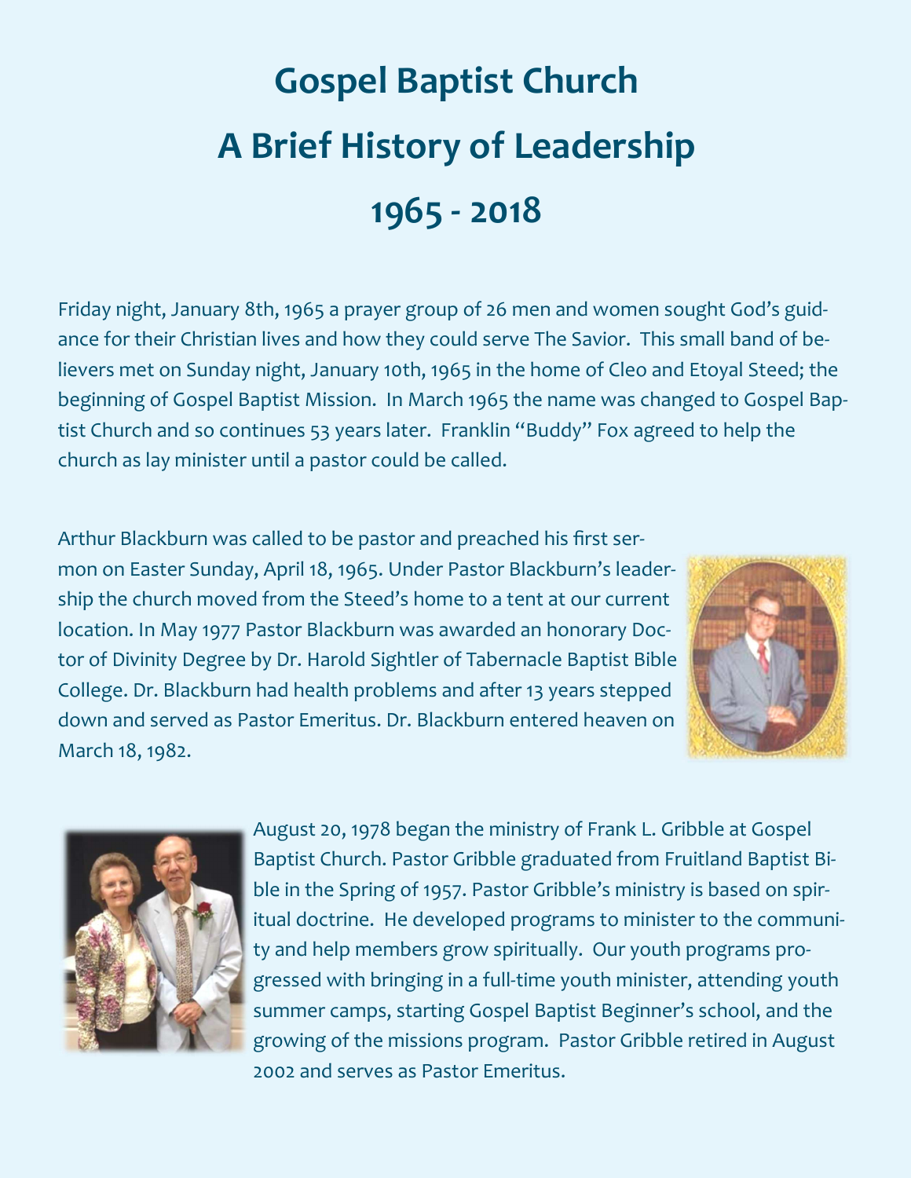# Gospel Baptist Church

# A Brief History of Leadership

# 1965 - 2018

Friday night, January 8th, 1965 a prayer group of 26 men and women sought God's guidance for their Christian lives and how they could serve The Savior. This small band of believers met on Sunday night, January 10th, 1965 in the home of Cleo and Etoyal Steed; the beginning of Gospel Baptist Mission. In March 1965 the name was changed to Gospel Baptist Church and so continues 53 years later. Franklin "Buddy" Fox agreed to help the church as lay minister until a pastor could be called.

Arthur Blackburn was called to be pastor and preached his first sermon on Easter Sunday, April 18, 1965. Under Pastor Blackburn's leadership the church moved from the Steed's home to a tent at our current location. In May 1977 Pastor Blackburn was awarded an honorary Doctor of Divinity Degree by Dr. Harold Sightler of Tabernacle Baptist Bible College. Dr. Blackburn had health problems and after 13 years stepped down and served as Pastor Emeritus. Dr. Blackburn entered heaven on March 18, 1982.

August 20, 1978 began the ministry of Frank L. Gribble at Gospel Baptist Church. Pastor Gribble graduated from Fruitland Baptist Bible in the Spring of 1957. Pastor Gribble's ministry is based on spiritual doctrine. He developed programs to minister to the community and help members grow spiritually. Our youth programs progressed with bringing in a full-time youth minister, attending youth summer camps, starting Gospel Baptist Beginner's school, and the growing of the missions program. Pastor Gribble retired in August 2002 and serves as Pastor Emeritus.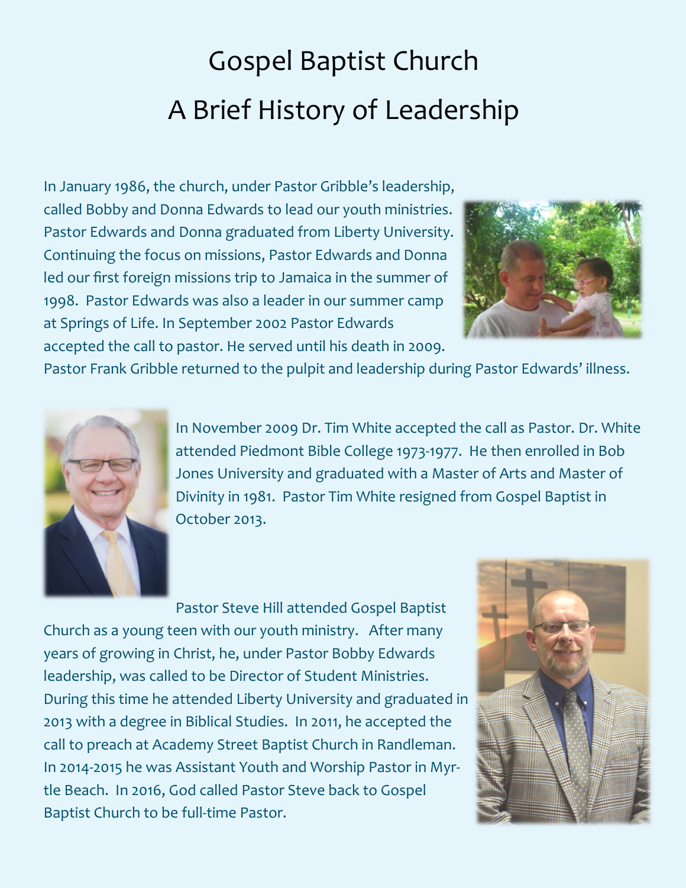# Gospel Baptist Church

# A Brief History of Leadership

In January 1986, the church, under Pastor Gribble's leadership, called Bobby and Donna Edwards to lead our youth ministries. Pastor Edwards and Donna graduated from Liberty University. Continuing the focus on missions, Pastor Edwards and Donna led our first foreign missions trip to Jamaica in the summer of 1998. Pastor Edwards was also a leader in our summer camp at Springs of Life. In September 2002 Pastor Edwards accepted the call to pastor. He served until his death in 2009. Pastor Frank Gribble returned to the pulpit and leadership during Pastor Edwards' illness.

In November 2009 Dr. Tim White accepted the call as Pastor. Dr. White attended Piedmont Bible College 1973-1977. He then enrolled in Bob Jones University and graduated with a Master of Arts and Master of Divinity in 1981. Pastor Tim White resigned from Gospel Baptist in October 2013.

Pastor Steve Hill attended Gospel Baptist Church as a young teen with our youth ministry. After many years of growing in Christ, he, under Pastor Bobby Edwards leadership, was called to be Director of Student Ministries. During this time he attended Liberty University and graduated in 2013 with a degree in Biblical Studies. In 2011, he accepted the call to preach at Academy Street Baptist Church in Randleman. In 2014-2015 he was Assistant Youth and Worship Pastor in Myrtle Beach. In 2016, God called Pastor Steve back to Gospel Baptist Church to be full-time Pastor.